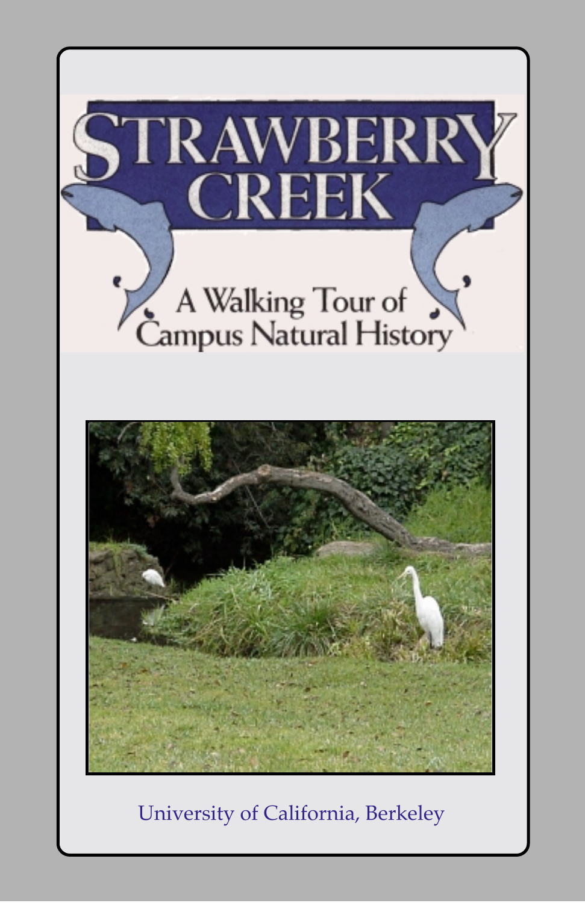# Strawberry Creek

## A Walking Tour of Campus Natural History

University of California, Berkeley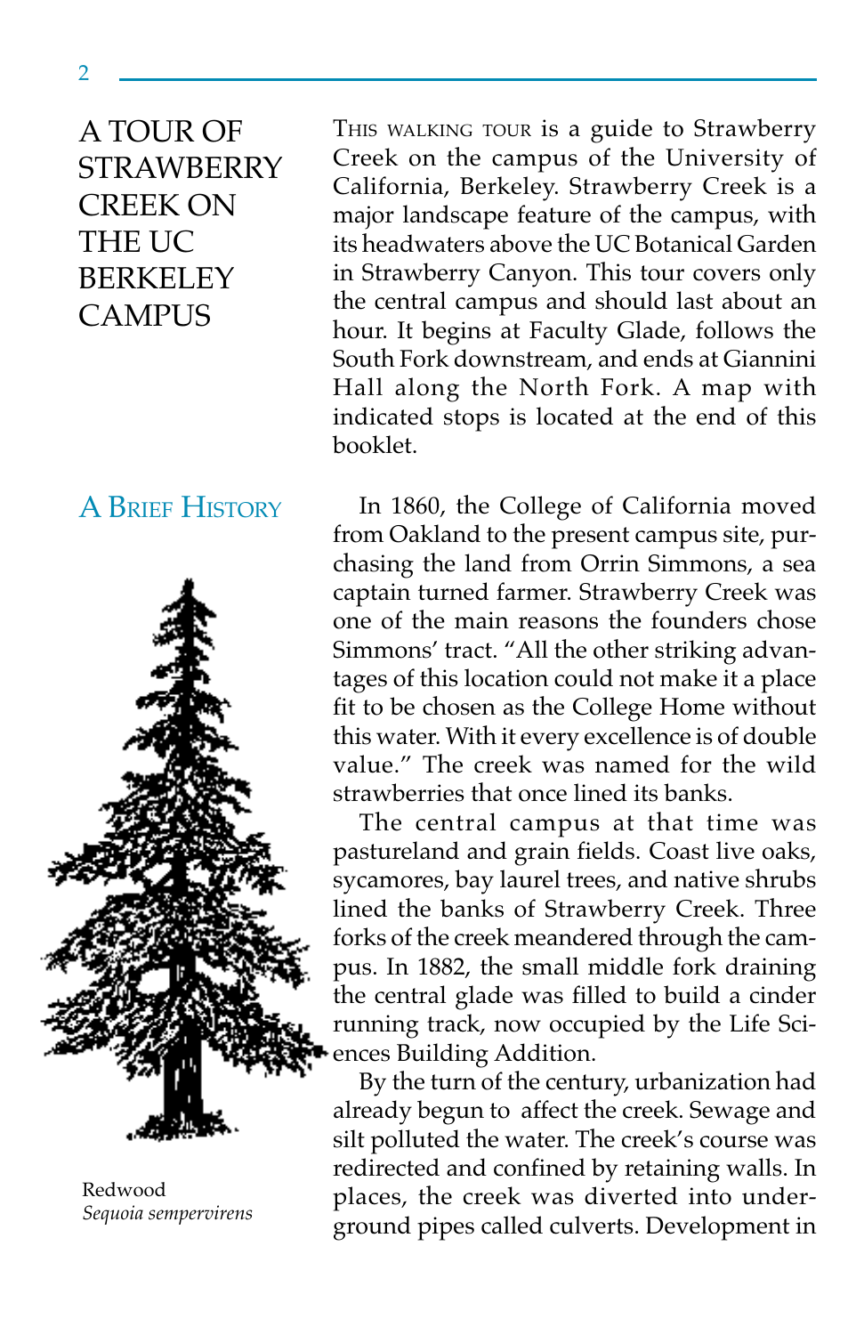# A TOUR OF STRAWBERRY CREEK ON THE UC BERKELEY CAMPUS

THIS WALKING TOUR is a guide to Strawberry Creek on the campus of the University of California, Berkeley. Strawberry Creek is a major landscape feature of the campus, with its headwaters above the UC Botanical Garden in Strawberry Canyon. This tour covers only the central campus and should last about an hour. It begins at Faculty Glade, follows the South Fork downstream, and ends at Giannini Hall along the North Fork. A map with indicated stops is located at the end of this booklet.

## A BRIEF HISTORY

In 1860, the College of California moved from Oakland to the present campus site, purchasing the land from Orrin Simmons, a sea captain turned farmer. Strawberry Creek was one of the main reasons the founders chose Simmons' tract. "All the other striking advantages of this location could not make it a place fit to be chosen as the College Home without this water. With it every excellence is of double value." The creek was named for the wild strawberries that once lined its banks.

The central campus at that time was pastureland and grain fields. Coast live oaks, sycamores, bay laurel trees, and native shrubs lined the banks of Strawberry Creek. Three forks of the creek meandered through the campus. In 1882, the small middle fork draining the central glade was filled to build a cinder running track, now occupied by the Life Sciences Building Addition.

By the turn of the century, urbanization had already begun to affect the creek. Sewage and silt polluted the water. The creek's course was redirected and confined by retaining walls. In places, the creek was diverted into underground pipes called culverts. Development in

Redwood
*Sequoia sempervirens*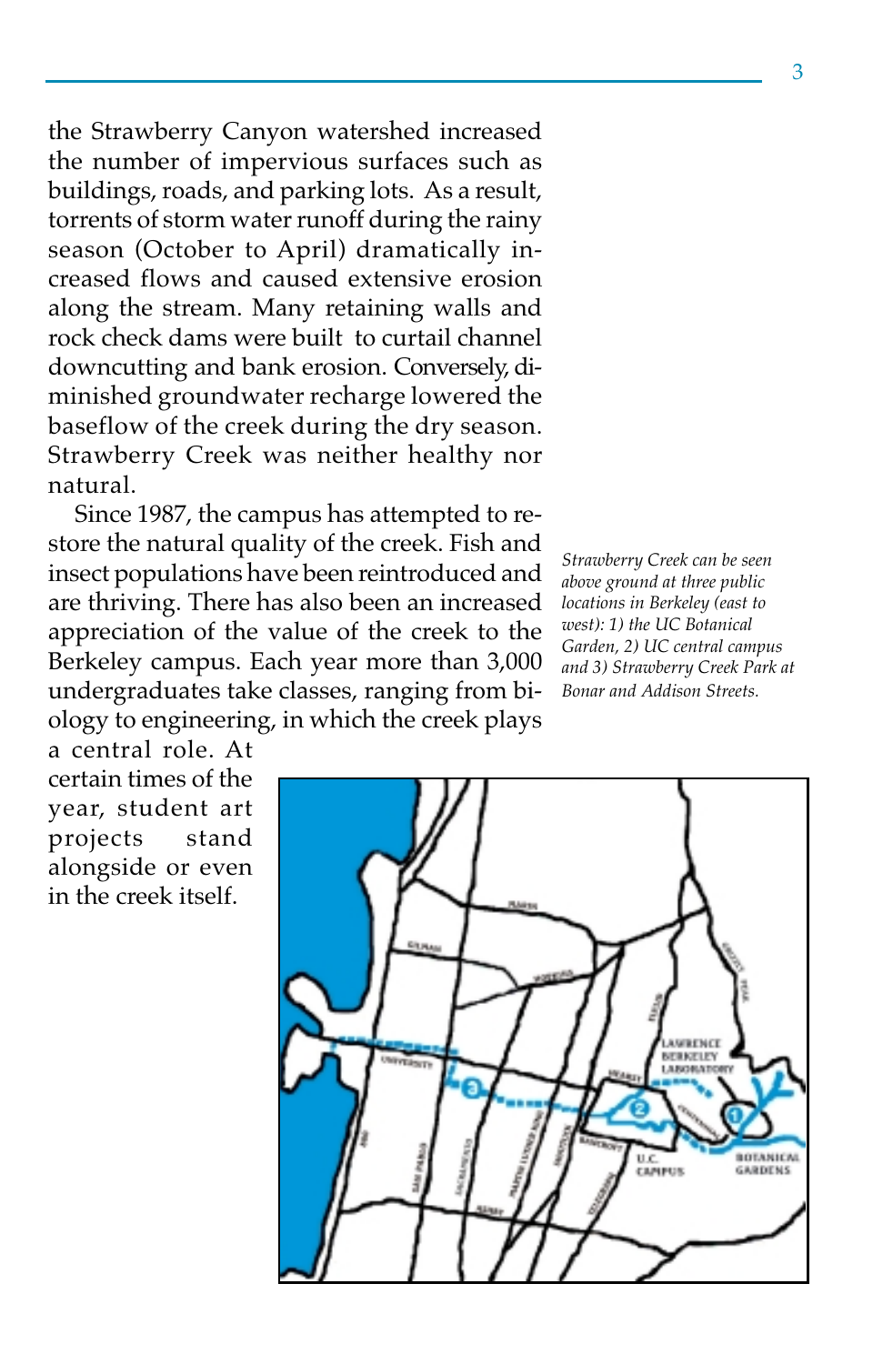the Strawberry Canyon watershed increased the number of impervious surfaces such as buildings, roads, and parking lots. As a result, torrents of storm water runoff during the rainy season (October to April) dramatically increased flows and caused extensive erosion along the stream. Many retaining walls and rock check dams were built to curtail channel downcutting and bank erosion. Conversely, diminished groundwater recharge lowered the baseflow of the creek during the dry season. Strawberry Creek was neither healthy nor natural.

Since 1987, the campus has attempted to restore the natural quality of the creek. Fish and insect populations have been reintroduced and are thriving. There has also been an increased appreciation of the value of the creek to the Berkeley campus. Each year more than 3,000 undergraduates take classes, ranging from biology to engineering, in which the creek plays a central role. At certain times of the year, student art projects stand alongside or even in the creek itself.

*Strawberry Creek can be seen above ground at three public locations in Berkeley (east to west): 1) the UC Botanical Garden, 2) UC central campus and 3) Strawberry Creek Park at Bonar and Addison Streets.*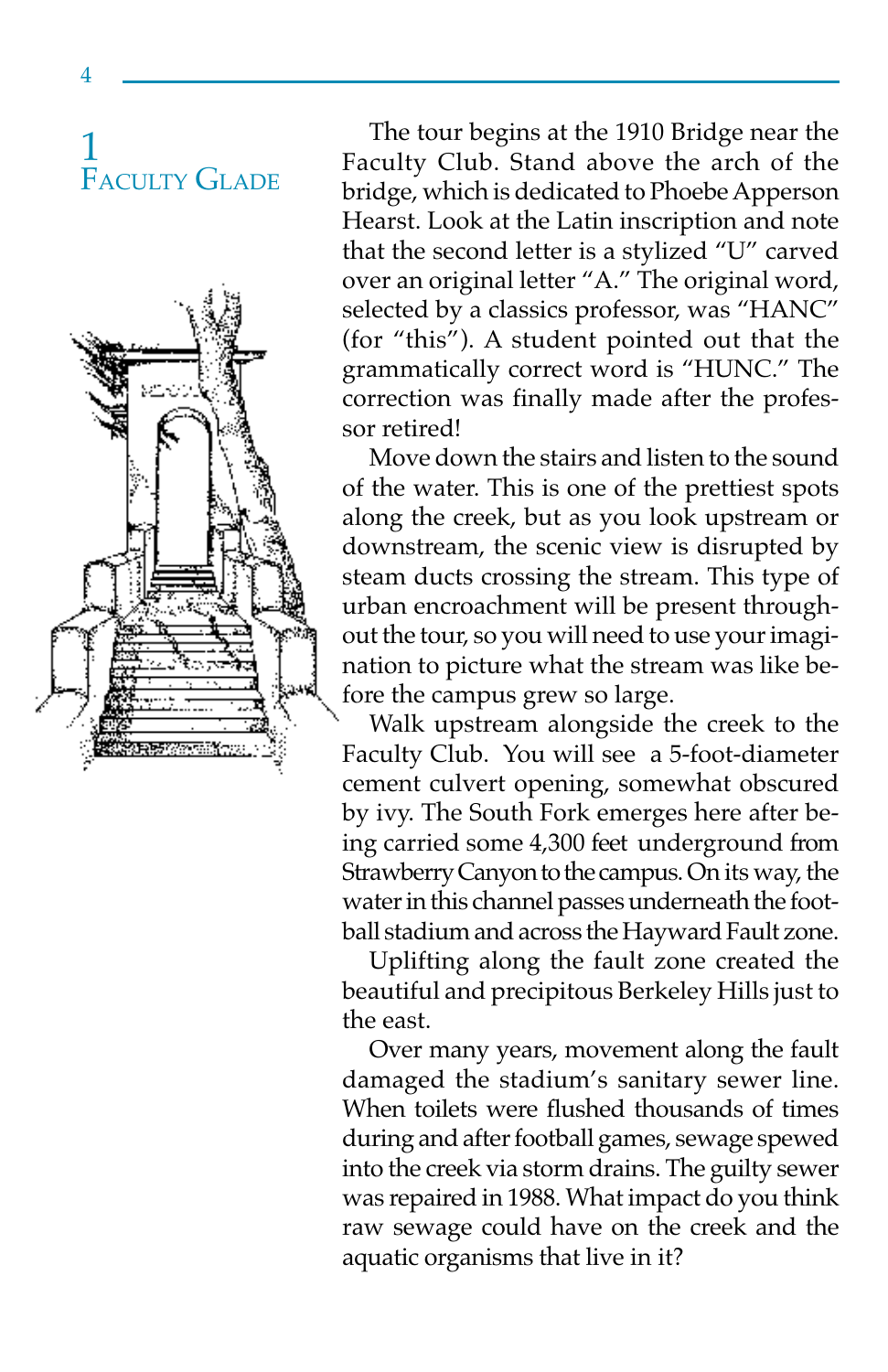# 1 Faculty Glade

The tour begins at the 1910 Bridge near the Faculty Club. Stand above the arch of the bridge, which is dedicated to Phoebe Apperson Hearst. Look at the Latin inscription and note that the second letter is a stylized "U" carved over an original letter "A." The original word, selected by a classics professor, was "HANC" (for "this"). A student pointed out that the grammatically correct word is "HUNC." The correction was finally made after the professor retired!

Move down the stairs and listen to the sound of the water. This is one of the prettiest spots along the creek, but as you look upstream or downstream, the scenic view is disrupted by steam ducts crossing the stream. This type of urban encroachment will be present throughout the tour, so you will need to use your imagination to picture what the stream was like before the campus grew so large.

Walk upstream alongside the creek to the Faculty Club. You will see a 5-foot-diameter cement culvert opening, somewhat obscured by ivy. The South Fork emerges here after being carried some 4,300 feet underground from Strawberry Canyon to the campus. On its way, the water in this channel passes underneath the football stadium and across the Hayward Fault zone.

Uplifting along the fault zone created the beautiful and precipitous Berkeley Hills just to the east.

Over many years, movement along the fault damaged the stadium's sanitary sewer line. When toilets were flushed thousands of times during and after football games, sewage spewed into the creek via storm drains. The guilty sewer was repaired in 1988. What impact do you think raw sewage could have on the creek and the aquatic organisms that live in it?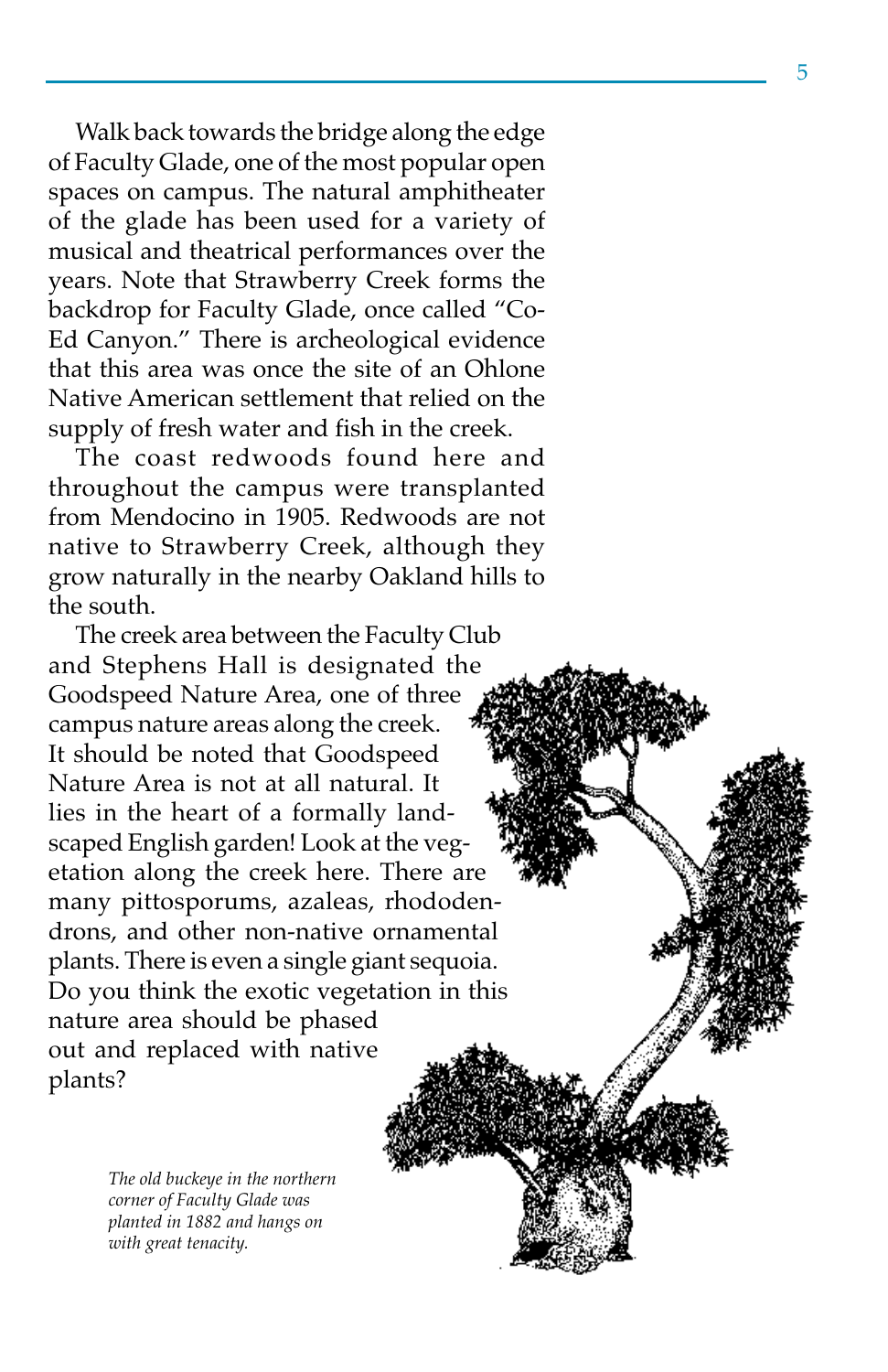Walk back towards the bridge along the edge of Faculty Glade, one of the most popular open spaces on campus. The natural amphitheater of the glade has been used for a variety of musical and theatrical performances over the years. Note that Strawberry Creek forms the backdrop for Faculty Glade, once called "Co-Ed Canyon." There is archeological evidence that this area was once the site of an Ohlone Native American settlement that relied on the supply of fresh water and fish in the creek.

The coast redwoods found here and throughout the campus were transplanted from Mendocino in 1905. Redwoods are not native to Strawberry Creek, although they grow naturally in the nearby Oakland hills to the south.

The creek area between the Faculty Club and Stephens Hall is designated the Goodspeed Nature Area, one of three campus nature areas along the creek. It should be noted that Goodspeed Nature Area is not at all natural. It lies in the heart of a formally landscaped English garden! Look at the vegetation along the creek here. There are many pittosporums, azaleas, rhododendrons, and other non-native ornamental plants. There is even a single giant sequoia. Do you think the exotic vegetation in this nature area should be phased out and replaced with native plants?

*The old buckeye in the northern corner of Faculty Glade was planted in 1882 and hangs on with great tenacity.*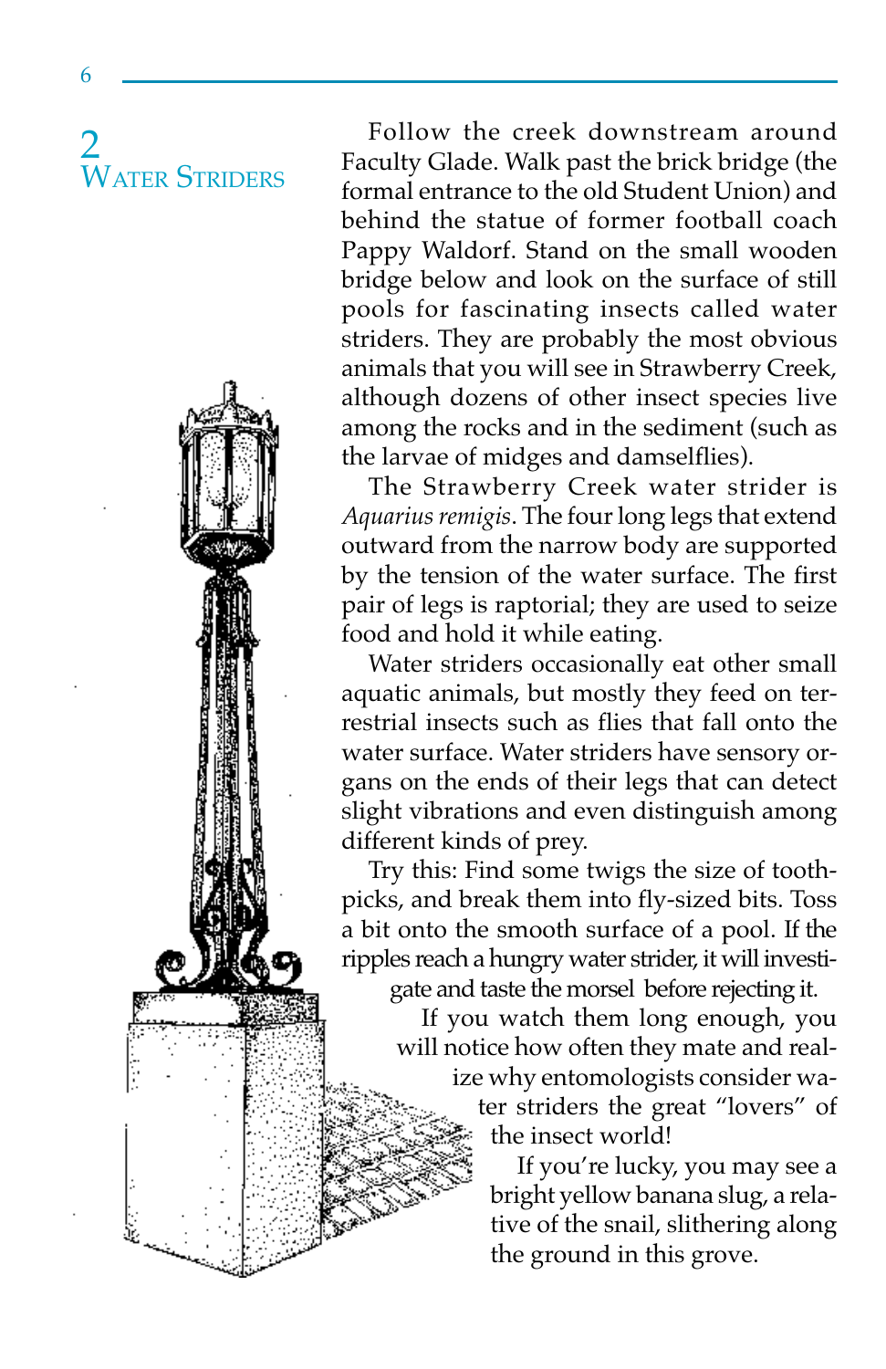## 2 Water Striders

Follow the creek downstream around Faculty Glade. Walk past the brick bridge (the formal entrance to the old Student Union) and behind the statue of former football coach Pappy Waldorf. Stand on the small wooden bridge below and look on the surface of still pools for fascinating insects called water striders. They are probably the most obvious animals that you will see in Strawberry Creek, although dozens of other insect species live among the rocks and in the sediment (such as the larvae of midges and damselflies).

The Strawberry Creek water strider is *Aquarius remigis*. The four long legs that extend outward from the narrow body are supported by the tension of the water surface. The first pair of legs is raptorial; they are used to seize food and hold it while eating.

Water striders occasionally eat other small aquatic animals, but mostly they feed on terrestrial insects such as flies that fall onto the water surface. Water striders have sensory organs on the ends of their legs that can detect slight vibrations and even distinguish among different kinds of prey.

Try this: Find some twigs the size of toothpicks, and break them into fly-sized bits. Toss a bit onto the smooth surface of a pool. If the ripples reach a hungry water strider, it will investigate and taste the morsel before rejecting it.

If you watch them long enough, you will notice how often they mate and realize why entomologists consider water striders the great "lovers" of the insect world!

If you're lucky, you may see a bright yellow banana slug, a relative of the snail, slithering along the ground in this grove.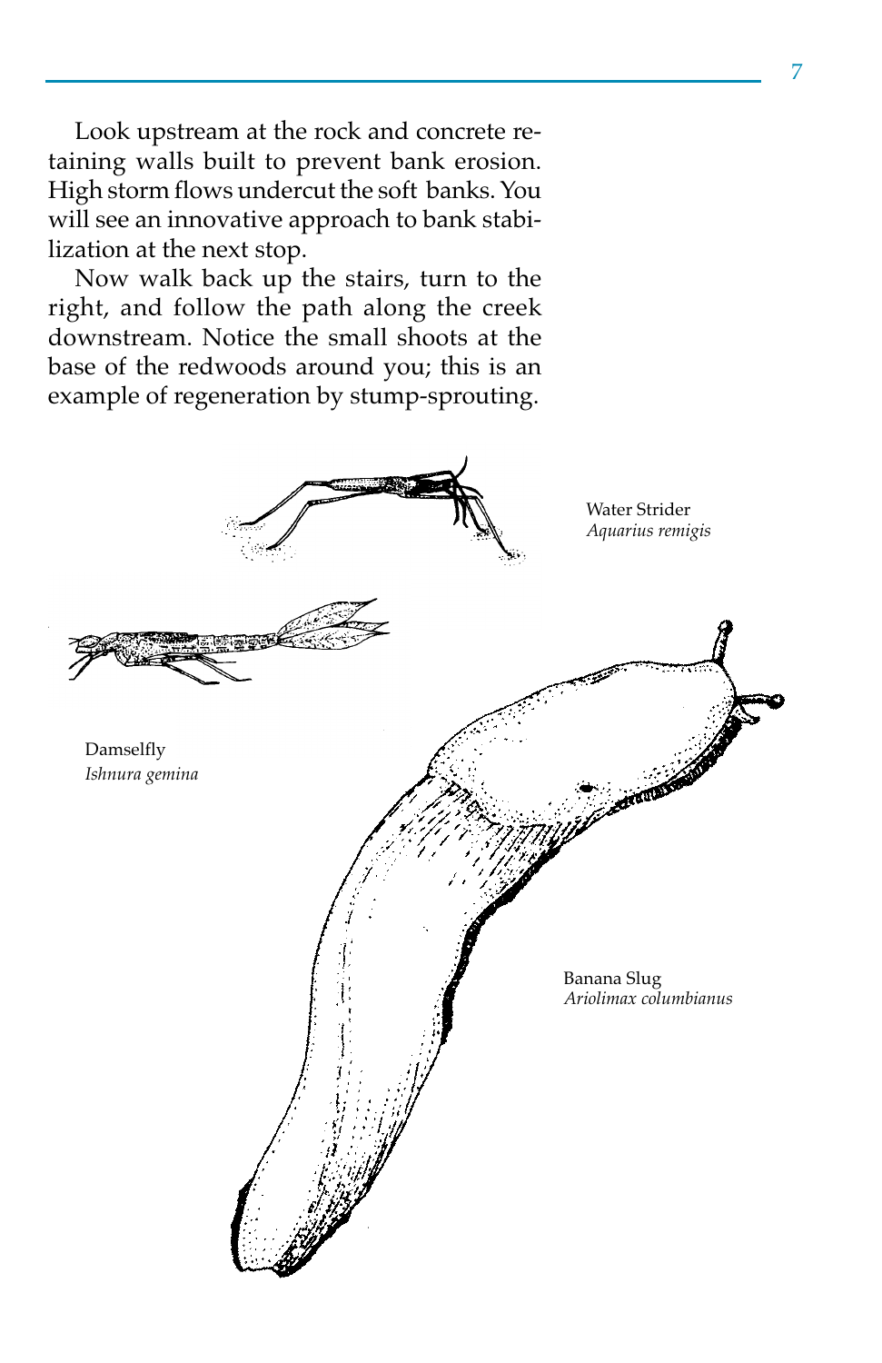Look upstream at the rock and concrete retaining walls built to prevent bank erosion. High storm flows undercut the soft banks. You will see an innovative approach to bank stabilization at the next stop.

Now walk back up the stairs, turn to the right, and follow the path along the creek downstream. Notice the small shoots at the base of the redwoods around you; this is an example of regeneration by stump-sprouting.

Water Strider
*Aquarius remigis*

Damselfly
*Ishnura gemina*

Banana Slug
*Ariolimax columbianus*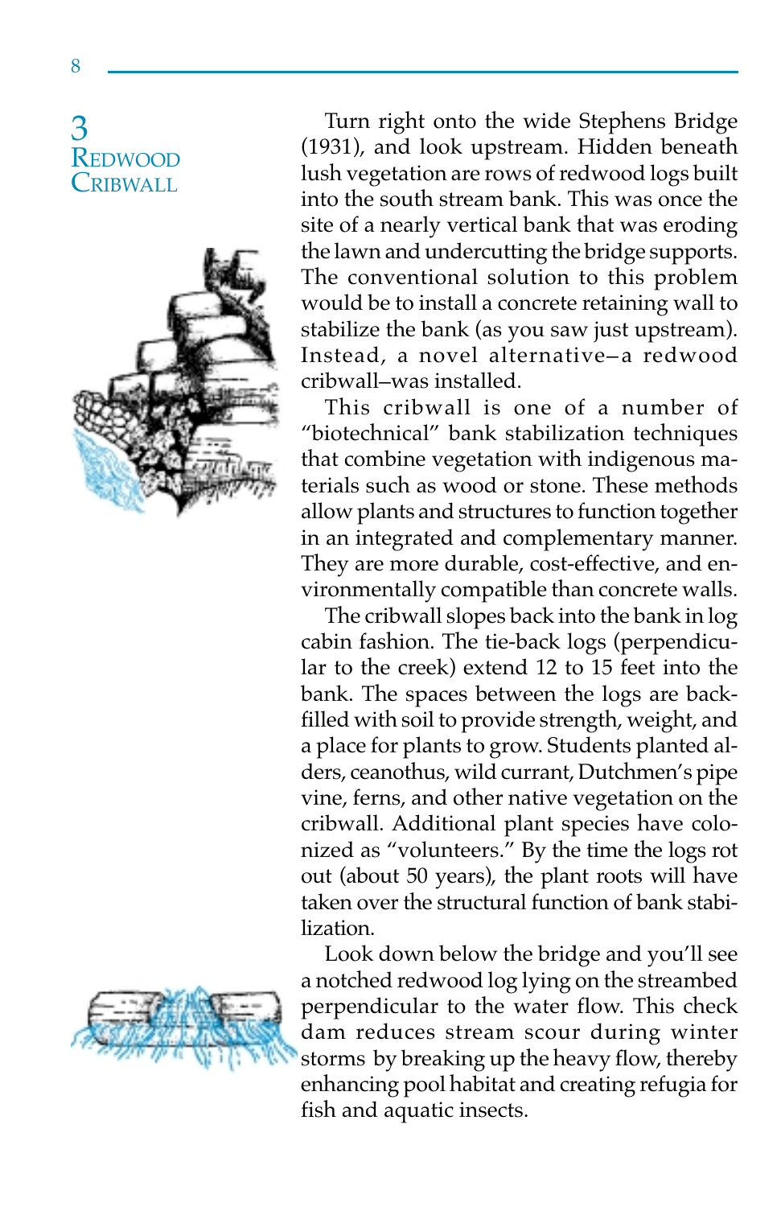## 3 Redwood Cribwall

Turn right onto the wide Stephens Bridge (1931), and look upstream. Hidden beneath lush vegetation are rows of redwood logs built into the south stream bank. This was once the site of a nearly vertical bank that was eroding the lawn and undercutting the bridge supports. The conventional solution to this problem would be to install a concrete retaining wall to stabilize the bank (as you saw just upstream). Instead, a novel alternative–a redwood cribwall–was installed.

This cribwall is one of a number of "biotechnical" bank stabilization techniques that combine vegetation with indigenous materials such as wood or stone. These methods allow plants and structures to function together in an integrated and complementary manner. They are more durable, cost-effective, and environmentally compatible than concrete walls.

The cribwall slopes back into the bank in log cabin fashion. The tie-back logs (perpendicular to the creek) extend 12 to 15 feet into the bank. The spaces between the logs are backfilled with soil to provide strength, weight, and a place for plants to grow. Students planted alders, ceanothus, wild currant, Dutchmen's pipe vine, ferns, and other native vegetation on the cribwall. Additional plant species have colonized as "volunteers." By the time the logs rot out (about 50 years), the plant roots will have taken over the structural function of bank stabilization.

Look down below the bridge and you'll see a notched redwood log lying on the streambed perpendicular to the water flow. This check dam reduces stream scour during winter storms by breaking up the heavy flow, thereby enhancing pool habitat and creating refugia for fish and aquatic insects.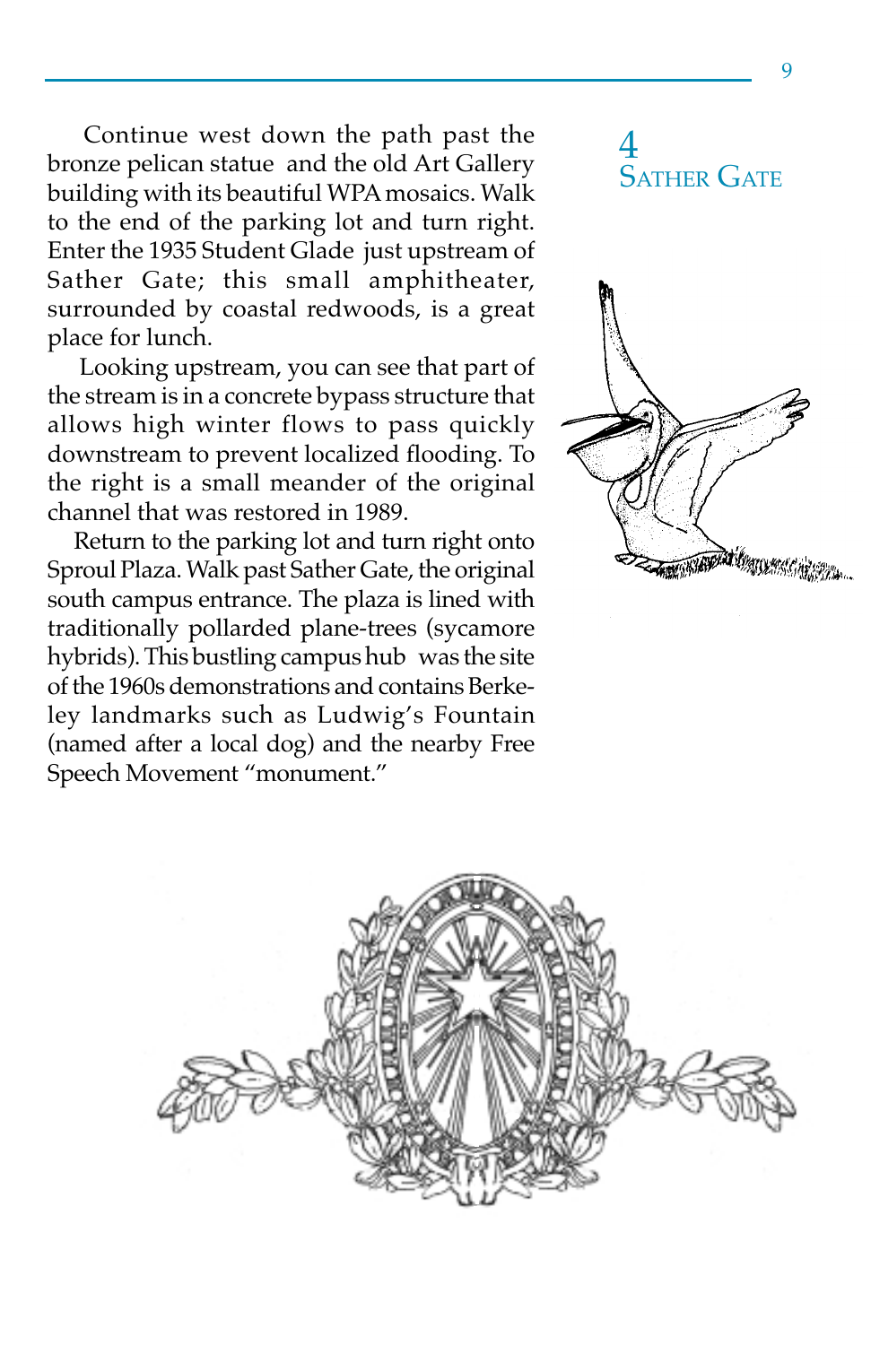## 4 SATHER GATE

Continue west down the path past the bronze pelican statue and the old Art Gallery building with its beautiful WPA mosaics. Walk to the end of the parking lot and turn right. Enter the 1935 Student Glade just upstream of Sather Gate; this small amphitheater, surrounded by coastal redwoods, is a great place for lunch.

Looking upstream, you can see that part of the stream is in a concrete bypass structure that allows high winter flows to pass quickly downstream to prevent localized flooding. To the right is a small meander of the original channel that was restored in 1989.

Return to the parking lot and turn right onto Sproul Plaza. Walk past Sather Gate, the original south campus entrance. The plaza is lined with traditionally pollarded plane-trees (sycamore hybrids). This bustling campus hub was the site of the 1960s demonstrations and contains Berkeley landmarks such as Ludwig's Fountain (named after a local dog) and the nearby Free Speech Movement "monument."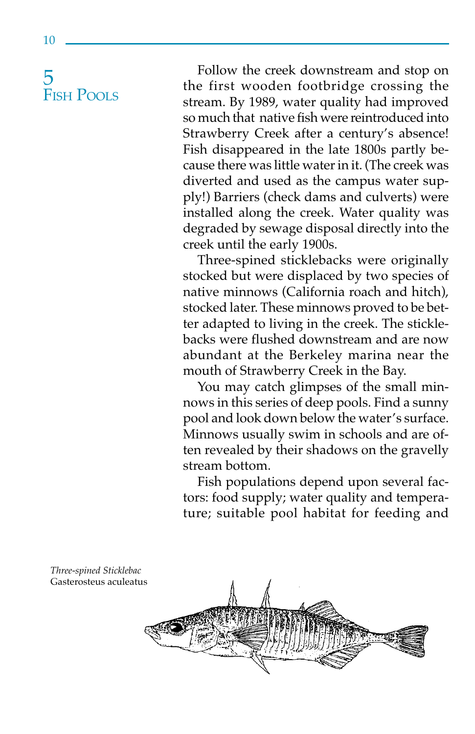## 5 Fish Pools

Follow the creek downstream and stop on the first wooden footbridge crossing the stream. By 1989, water quality had improved so much that native fish were reintroduced into Strawberry Creek after a century's absence! Fish disappeared in the late 1800s partly because there was little water in it. (The creek was diverted and used as the campus water supply!) Barriers (check dams and culverts) were installed along the creek. Water quality was degraded by sewage disposal directly into the creek until the early 1900s.

Three-spined sticklebacks were originally stocked but were displaced by two species of native minnows (California roach and hitch), stocked later. These minnows proved to be better adapted to living in the creek. The sticklebacks were flushed downstream and are now abundant at the Berkeley marina near the mouth of Strawberry Creek in the Bay.

You may catch glimpses of the small minnows in this series of deep pools. Find a sunny pool and look down below the water's surface. Minnows usually swim in schools and are often revealed by their shadows on the gravelly stream bottom.

Fish populations depend upon several factors: food supply; water quality and temperature; suitable pool habitat for feeding and

*Three-spined Sticklebac*
Gasterosteus aculeatus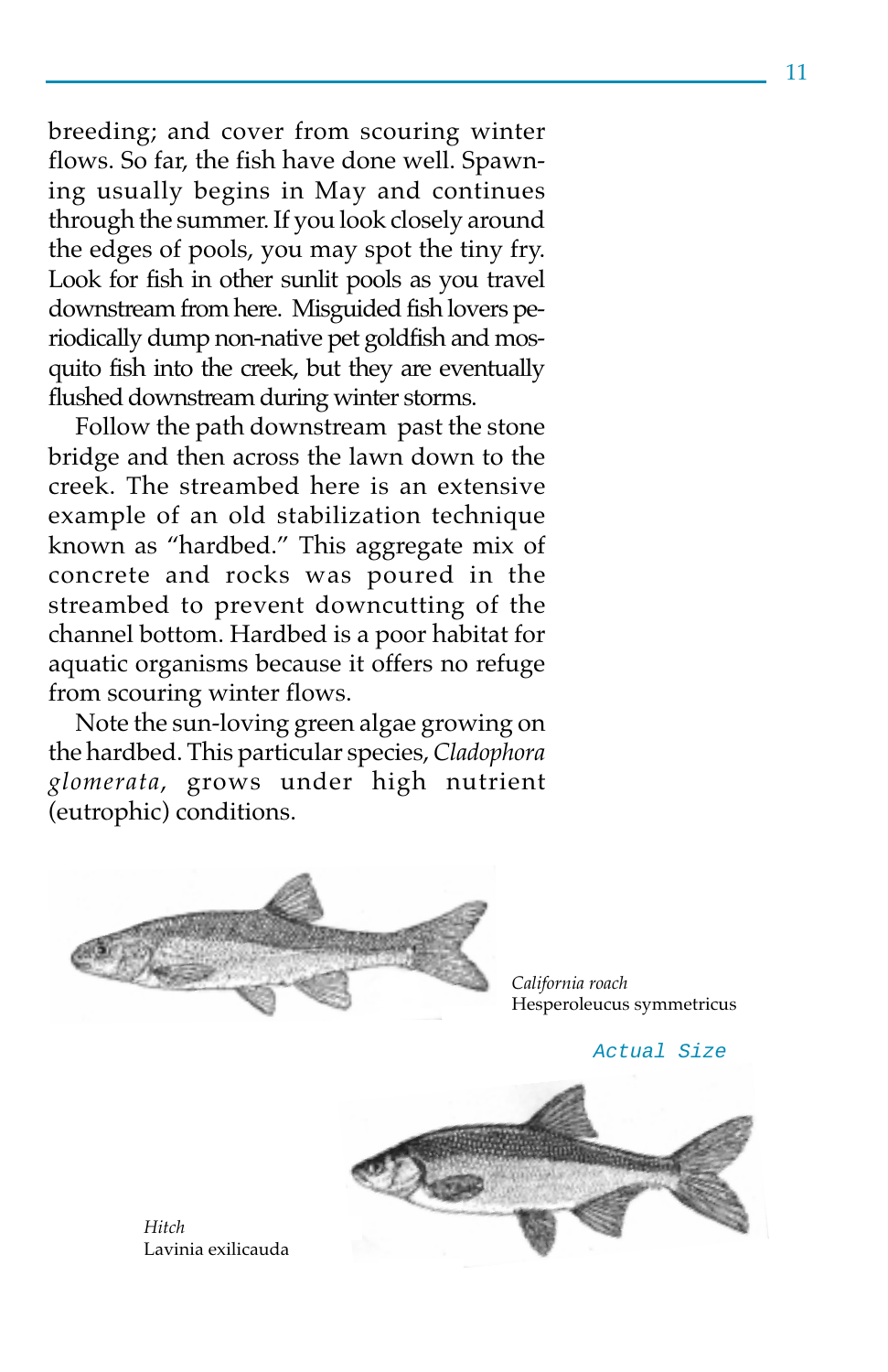breeding; and cover from scouring winter flows. So far, the fish have done well. Spawning usually begins in May and continues through the summer. If you look closely around the edges of pools, you may spot the tiny fry. Look for fish in other sunlit pools as you travel downstream from here. Misguided fish lovers periodically dump non-native pet goldfish and mosquito fish into the creek, but they are eventually flushed downstream during winter storms.

Follow the path downstream past the stone bridge and then across the lawn down to the creek. The streambed here is an extensive example of an old stabilization technique known as "hardbed." This aggregate mix of concrete and rocks was poured in the streambed to prevent downcutting of the channel bottom. Hardbed is a poor habitat for aquatic organisms because it offers no refuge from scouring winter flows.

Note the sun-loving green algae growing on the hardbed. This particular species, *Cladophora glomerata*, grows under high nutrient (eutrophic) conditions.

*California roach*
Hesperoleucus symmetricus

Actual Size

*Hitch*
Lavinia exilicauda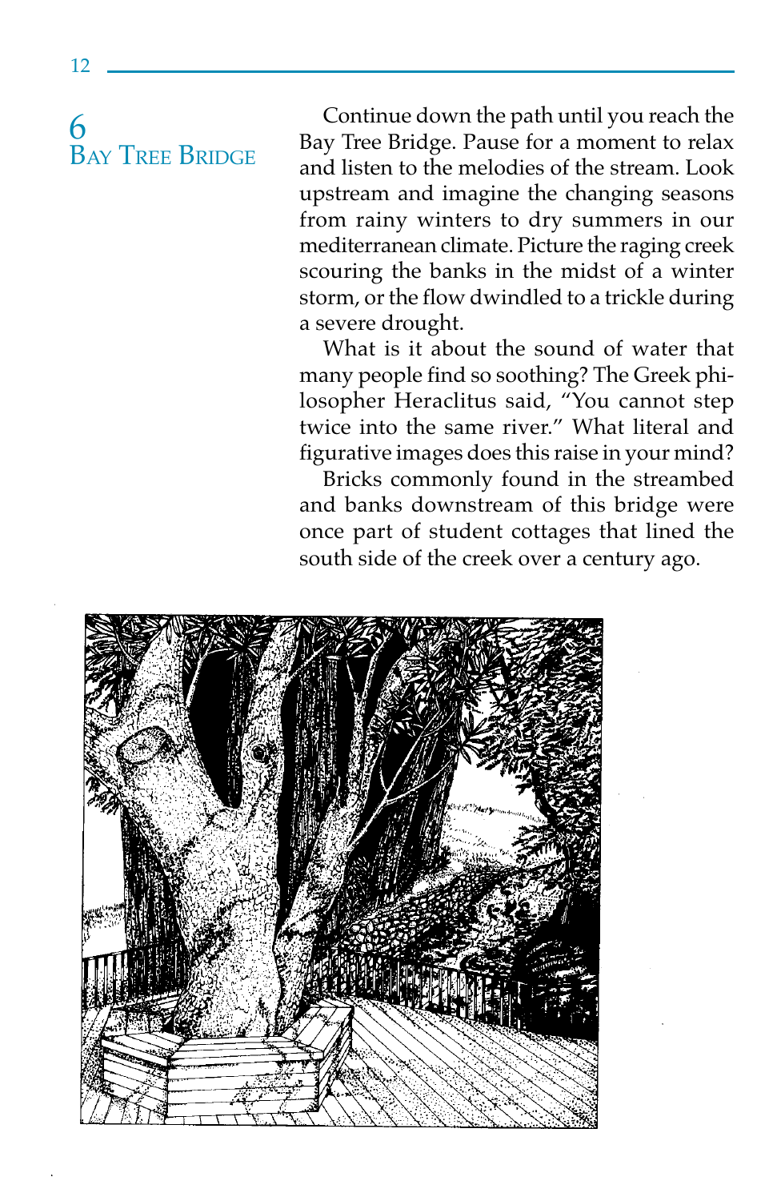## 6 Bay Tree Bridge

Continue down the path until you reach the Bay Tree Bridge. Pause for a moment to relax and listen to the melodies of the stream. Look upstream and imagine the changing seasons from rainy winters to dry summers in our mediterranean climate. Picture the raging creek scouring the banks in the midst of a winter storm, or the flow dwindled to a trickle during a severe drought.

What is it about the sound of water that many people find so soothing? The Greek philosopher Heraclitus said, "You cannot step twice into the same river." What literal and figurative images does this raise in your mind?

Bricks commonly found in the streambed and banks downstream of this bridge were once part of student cottages that lined the south side of the creek over a century ago.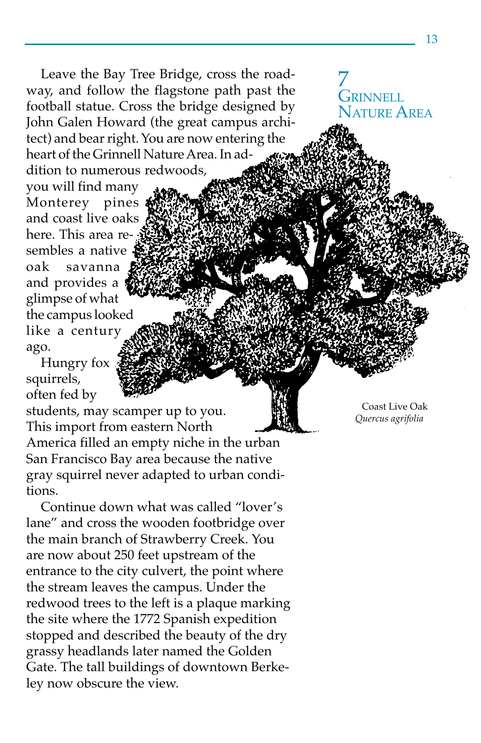# 7 Grinnell Nature Area

Leave the Bay Tree Bridge, cross the roadway, and follow the flagstone path past the football statue. Cross the bridge designed by John Galen Howard (the great campus architect) and bear right. You are now entering the heart of the Grinnell Nature Area. In addition to numerous redwoods, you will find many Monterey pines and coast live oaks here. This area resembles a native oak savanna and provides a glimpse of what the campus looked like a century ago.

Hungry fox squirrels, often fed by students, may scamper up to you. This import from eastern North America filled an empty niche in the urban San Francisco Bay area because the native gray squirrel never adapted to urban conditions.

Continue down what was called "lover's lane" and cross the wooden footbridge over the main branch of Strawberry Creek. You are now about 250 feet upstream of the entrance to the city culvert, the point where the stream leaves the campus. Under the redwood trees to the left is a plaque marking the site where the 1772 Spanish expedition stopped and described the beauty of the dry grassy headlands later named the Golden Gate. The tall buildings of downtown Berkeley now obscure the view.

Coast Live Oak
*Quercus agrifolia*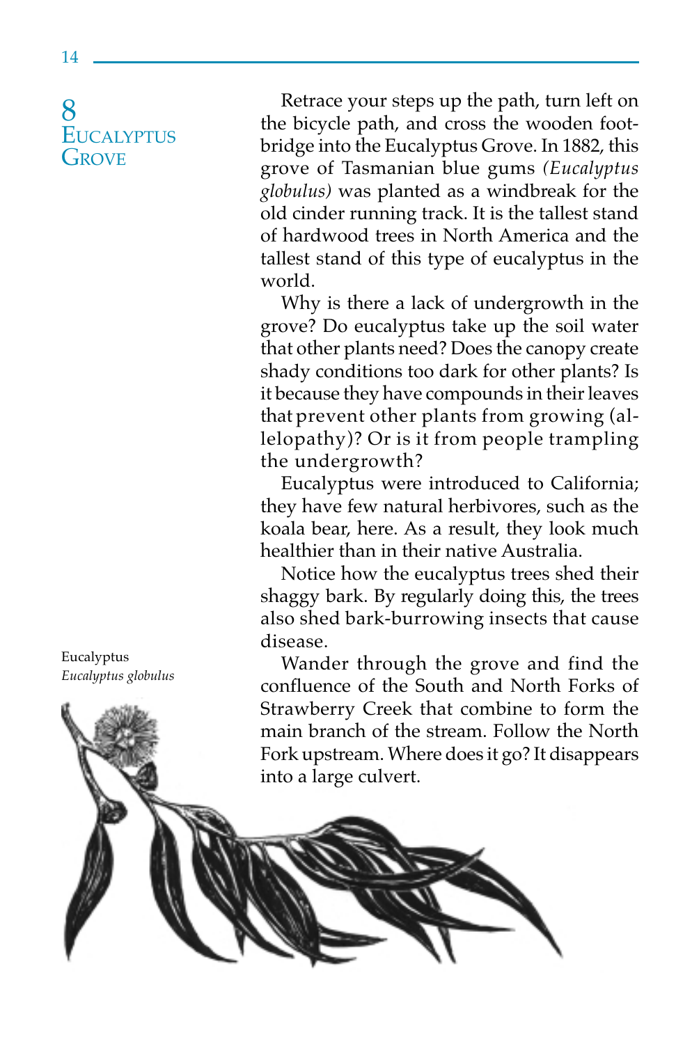## 8 Eucalyptus Grove

Retrace your steps up the path, turn left on the bicycle path, and cross the wooden footbridge into the Eucalyptus Grove. In 1882, this grove of Tasmanian blue gums *(Eucalyptus globulus)* was planted as a windbreak for the old cinder running track. It is the tallest stand of hardwood trees in North America and the tallest stand of this type of eucalyptus in the world.

Why is there a lack of undergrowth in the grove? Do eucalyptus take up the soil water that other plants need? Does the canopy create shady conditions too dark for other plants? Is it because they have compounds in their leaves that prevent other plants from growing (allelopathy)? Or is it from people trampling the undergrowth?

Eucalyptus were introduced to California; they have few natural herbivores, such as the koala bear, here. As a result, they look much healthier than in their native Australia.

Notice how the eucalyptus trees shed their shaggy bark. By regularly doing this, the trees also shed bark-burrowing insects that cause disease.

Wander through the grove and find the confluence of the South and North Forks of Strawberry Creek that combine to form the main branch of the stream. Follow the North Fork upstream. Where does it go? It disappears into a large culvert.

Eucalyptus
*Eucalyptus globulus*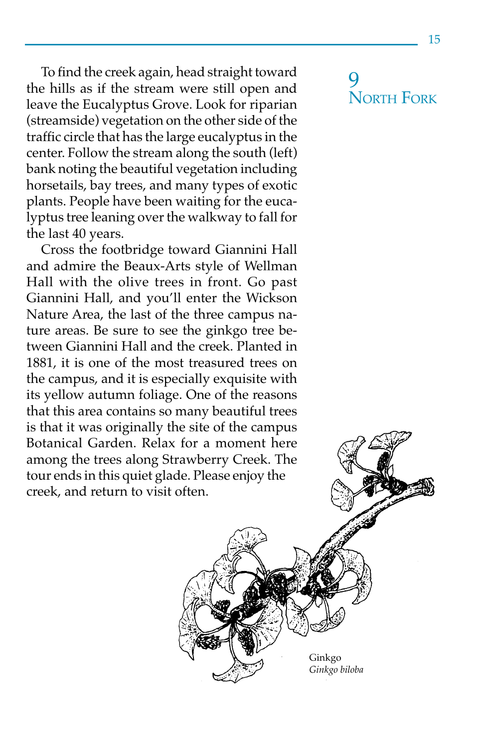## 9 North Fork

To find the creek again, head straight toward the hills as if the stream were still open and leave the Eucalyptus Grove. Look for riparian (streamside) vegetation on the other side of the traffic circle that has the large eucalyptus in the center. Follow the stream along the south (left) bank noting the beautiful vegetation including horsetails, bay trees, and many types of exotic plants. People have been waiting for the eucalyptus tree leaning over the walkway to fall for the last 40 years.

Cross the footbridge toward Giannini Hall and admire the Beaux-Arts style of Wellman Hall with the olive trees in front. Go past Giannini Hall, and you'll enter the Wickson Nature Area, the last of the three campus nature areas. Be sure to see the ginkgo tree between Giannini Hall and the creek. Planted in 1881, it is one of the most treasured trees on the campus, and it is especially exquisite with its yellow autumn foliage. One of the reasons that this area contains so many beautiful trees is that it was originally the site of the campus Botanical Garden. Relax for a moment here among the trees along Strawberry Creek. The tour ends in this quiet glade. Please enjoy the creek, and return to visit often.

Ginkgo
*Ginkgo biloba*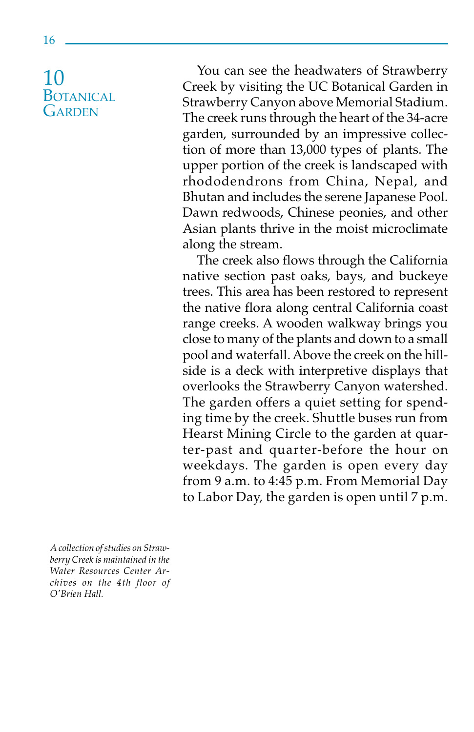## 10 Botanical Garden

You can see the headwaters of Strawberry Creek by visiting the UC Botanical Garden in Strawberry Canyon above Memorial Stadium. The creek runs through the heart of the 34-acre garden, surrounded by an impressive collection of more than 13,000 types of plants. The upper portion of the creek is landscaped with rhododendrons from China, Nepal, and Bhutan and includes the serene Japanese Pool. Dawn redwoods, Chinese peonies, and other Asian plants thrive in the moist microclimate along the stream.

The creek also flows through the California native section past oaks, bays, and buckeye trees. This area has been restored to represent the native flora along central California coast range creeks. A wooden walkway brings you close to many of the plants and down to a small pool and waterfall. Above the creek on the hillside is a deck with interpretive displays that overlooks the Strawberry Canyon watershed. The garden offers a quiet setting for spending time by the creek. Shuttle buses run from Hearst Mining Circle to the garden at quarter-past and quarter-before the hour on weekdays. The garden is open every day from 9 a.m. to 4:45 p.m. From Memorial Day to Labor Day, the garden is open until 7 p.m.

*A collection of studies on Strawberry Creek is maintained in the Water Resources Center Archives on the 4th floor of O'Brien Hall.*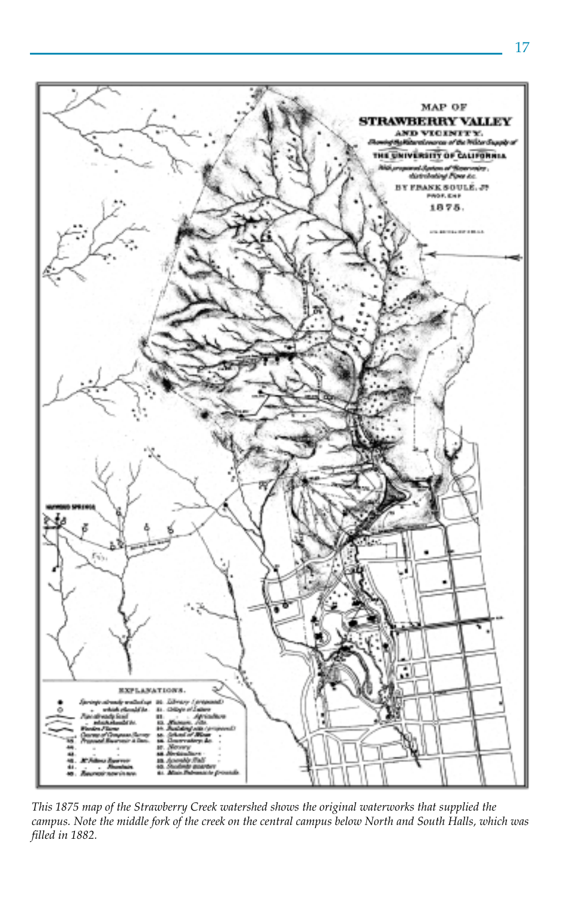*This 1875 map of the Strawberry Creek watershed shows the original waterworks that supplied the campus. Note the middle fork of the creek on the central campus below North and South Halls, which was filled in 1882.*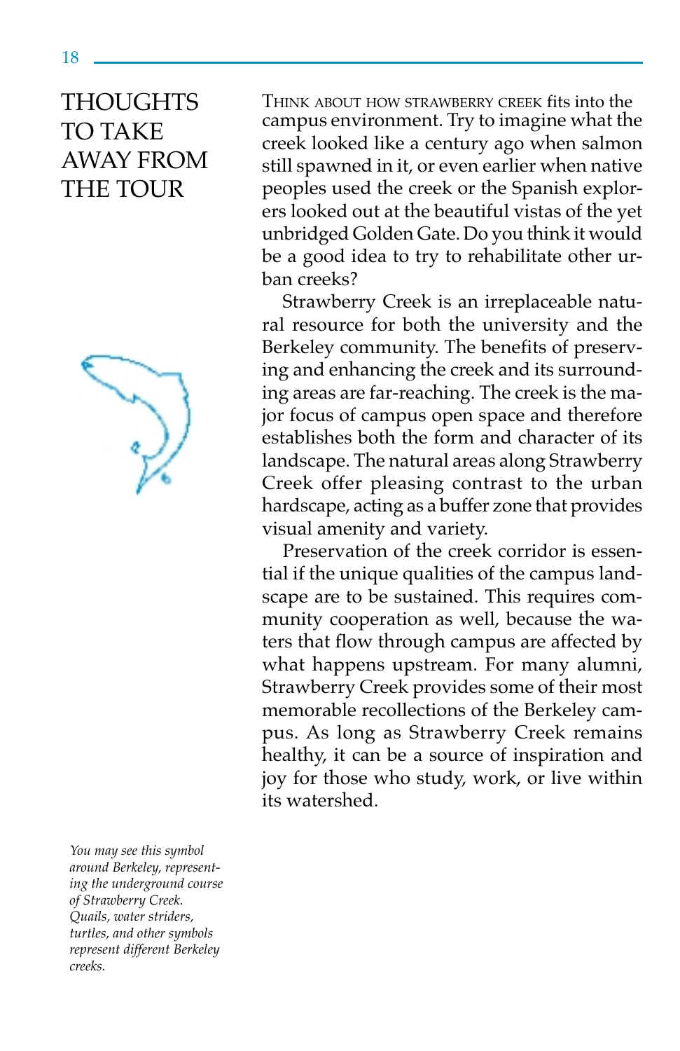# THOUGHTS TO TAKE AWAY FROM THE TOUR

Think about how Strawberry Creek fits into the campus environment. Try to imagine what the creek looked like a century ago when salmon still spawned in it, or even earlier when native peoples used the creek or the Spanish explorers looked out at the beautiful vistas of the yet unbridged Golden Gate. Do you think it would be a good idea to try to rehabilitate other urban creeks?

Strawberry Creek is an irreplaceable natural resource for both the university and the Berkeley community. The benefits of preserving and enhancing the creek and its surrounding areas are far-reaching. The creek is the major focus of campus open space and therefore establishes both the form and character of its landscape. The natural areas along Strawberry Creek offer pleasing contrast to the urban hardscape, acting as a buffer zone that provides visual amenity and variety.

Preservation of the creek corridor is essential if the unique qualities of the campus landscape are to be sustained. This requires community cooperation as well, because the waters that flow through campus are affected by what happens upstream. For many alumni, Strawberry Creek provides some of their most memorable recollections of the Berkeley campus. As long as Strawberry Creek remains healthy, it can be a source of inspiration and joy for those who study, work, or live within its watershed.

*You may see this symbol around Berkeley, representing the underground course of Strawberry Creek. Quails, water striders, turtles, and other symbols represent different Berkeley creeks.*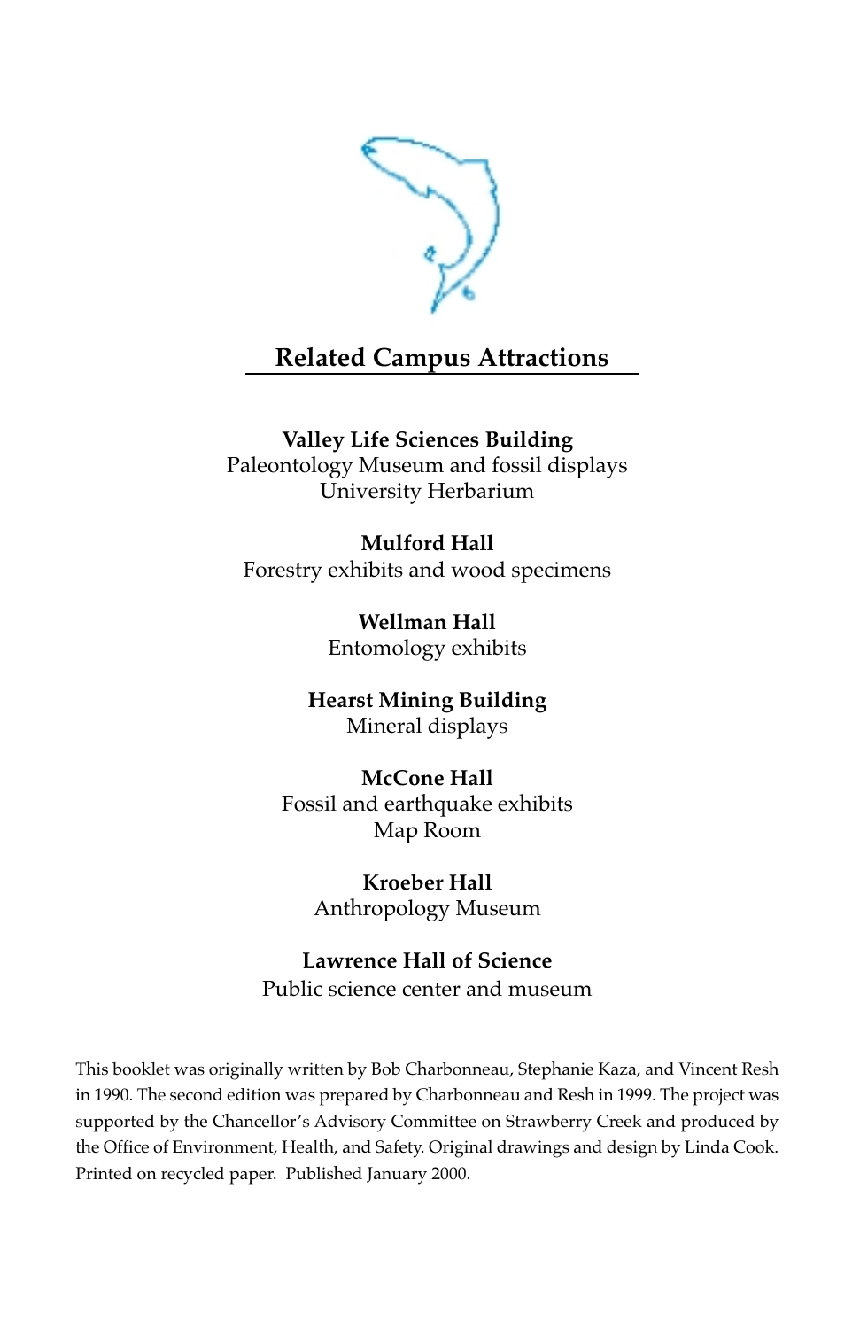## Related Campus Attractions

**Valley Life Sciences Building**
Paleontology Museum and fossil displays
University Herbarium

**Mulford Hall**
Forestry exhibits and wood specimens

**Wellman Hall**
Entomology exhibits

**Hearst Mining Building**
Mineral displays

**McCone Hall**
Fossil and earthquake exhibits
Map Room

**Kroeber Hall**
Anthropology Museum

**Lawrence Hall of Science**
Public science center and museum

This booklet was originally written by Bob Charbonneau, Stephanie Kaza, and Vincent Resh in 1990. The second edition was prepared by Charbonneau and Resh in 1999. The project was supported by the Chancellor's Advisory Committee on Strawberry Creek and produced by the Office of Environment, Health, and Safety. Original drawings and design by Linda Cook. Printed on recycled paper. Published January 2000.